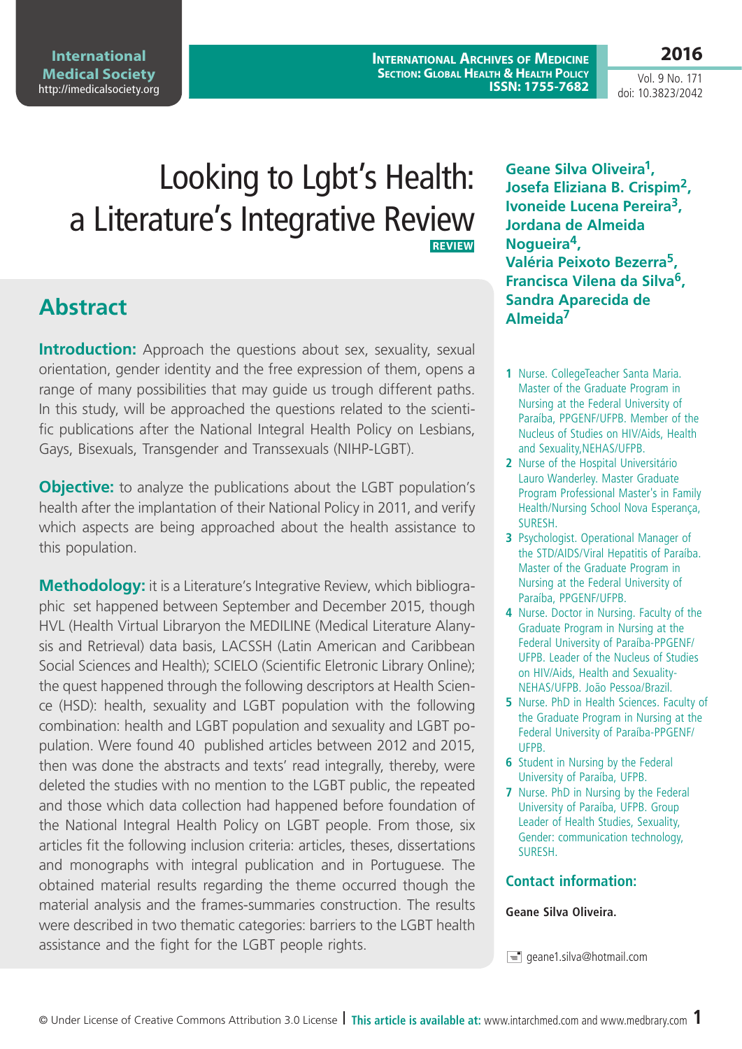# Looking to Lgbt's Health: a Literature's Integrative Review

REVIEW

**Geane Silva Oliveira[1], Josefa Eliziana B. Crispim[2], Ivoneide Lucena Pereira[3], Jordana de Almeida Nogueira[4], Valéria Peixoto Bezerra[5], Francisca Vilena da Silva[6], Sandra Aparecida de Almeida[7]**

1. Nurse. CollegeTeacher Santa Maria. Master of the Graduate Program in Nursing at the Federal University of Paraíba, PPGENF/UFPB. Member of the Nucleus of Studies on HIV/Aids, Health and Sexuality,NEHAS/UFPB.
2. Nurse of the Hospital Universitário Lauro Wanderley. Master Graduate Program Professional Master's in Family Health/Nursing School Nova Esperança, SURESH.
3. Psychologist. Operational Manager of the STD/AIDS/Viral Hepatitis of Paraíba. Master of the Graduate Program in Nursing at the Federal University of Paraíba, PPGENF/UFPB.
4. Nurse. Doctor in Nursing. Faculty of the Graduate Program in Nursing at the Federal University of Paraíba-PPGENF/UFPB. Leader of the Nucleus of Studies on HIV/Aids, Health and Sexuality-NEHAS/UFPB. João Pessoa/Brazil.
5. Nurse. PhD in Health Sciences. Faculty of the Graduate Program in Nursing at the Federal University of Paraíba-PPGENF/UFPB.
6. Student in Nursing by the Federal University of Paraíba, UFPB.
7. Nurse. PhD in Nursing by the Federal University of Paraíba, UFPB. Group Leader of Health Studies, Sexuality, Gender: communication technology, SURESH.

### Contact information:

**Geane Silva Oliveira.**

geane1.silva@hotmail.com

## Abstract

**Introduction:** Approach the questions about sex, sexuality, sexual orientation, gender identity and the free expression of them, opens a range of many possibilities that may guide us trough different paths. In this study, will be approached the questions related to the scientific publications after the National Integral Health Policy on Lesbians, Gays, Bisexuals, Transgender and Transsexuals (NIHP-LGBT).

**Objective:** to analyze the publications about the LGBT population's health after the implantation of their National Policy in 2011, and verify which aspects are being approached about the health assistance to this population.

**Methodology:** it is a Literature's Integrative Review, which bibliographic set happened between September and December 2015, though HVL (Health Virtual Libraryon the MEDILINE (Medical Literature Alanysis and Retrieval) data basis, LACSSH (Latin American and Caribbean Social Sciences and Health); SCIELO (Scientific Eletronic Library Online); the quest happened through the following descriptors at Health Science (HSD): health, sexuality and LGBT population with the following combination: health and LGBT population and sexuality and LGBT population. Were found 40 published articles between 2012 and 2015, then was done the abstracts and texts' read integrally, thereby, were deleted the studies with no mention to the LGBT public, the repeated and those which data collection had happened before foundation of the National Integral Health Policy on LGBT people. From those, six articles fit the following inclusion criteria: articles, theses, dissertations and monographs with integral publication and in Portuguese. The obtained material results regarding the theme occurred though the material analysis and the frames-summaries construction. The results were described in two thematic categories: barriers to the LGBT health assistance and the fight for the LGBT people rights.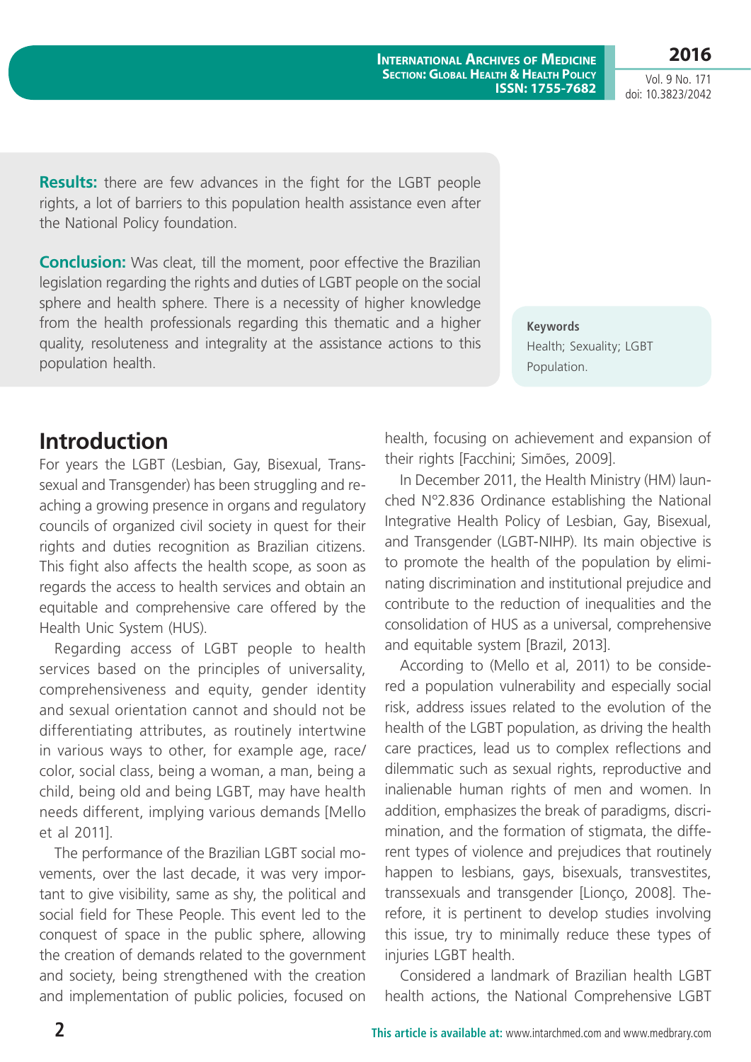**Results:** there are few advances in the fight for the LGBT people rights, a lot of barriers to this population health assistance even after the National Policy foundation.

**Conclusion:** Was cleat, till the moment, poor effective the Brazilian legislation regarding the rights and duties of LGBT people on the social sphere and health sphere. There is a necessity of higher knowledge from the health professionals regarding this thematic and a higher quality, resoluteness and integrality at the assistance actions to this population health.

**Keywords**
Health; Sexuality; LGBT Population.

## Introduction

For years the LGBT (Lesbian, Gay, Bisexual, Transsexual and Transgender) has been struggling and reaching a growing presence in organs and regulatory councils of organized civil society in quest for their rights and duties recognition as Brazilian citizens. This fight also affects the health scope, as soon as regards the access to health services and obtain an equitable and comprehensive care offered by the Health Unic System (HUS).

Regarding access of LGBT people to health services based on the principles of universality, comprehensiveness and equity, gender identity and sexual orientation cannot and should not be differentiating attributes, as routinely intertwine in various ways to other, for example age, race/color, social class, being a woman, a man, being a child, being old and being LGBT, may have health needs different, implying various demands [Mello et al 2011].

The performance of the Brazilian LGBT social movements, over the last decade, it was very important to give visibility, same as shy, the political and social field for These People. This event led to the conquest of space in the public sphere, allowing the creation of demands related to the government and society, being strengthened with the creation and implementation of public policies, focused on health, focusing on achievement and expansion of their rights [Facchini; Simões, 2009].

In December 2011, the Health Ministry (HM) launched N°2.836 Ordinance establishing the National Integrative Health Policy of Lesbian, Gay, Bisexual, and Transgender (LGBT-NIHP). Its main objective is to promote the health of the population by eliminating discrimination and institutional prejudice and contribute to the reduction of inequalities and the consolidation of HUS as a universal, comprehensive and equitable system [Brazil, 2013].

According to (Mello et al, 2011) to be considered a population vulnerability and especially social risk, address issues related to the evolution of the health of the LGBT population, as driving the health care practices, lead us to complex reflections and dilemmatic such as sexual rights, reproductive and inalienable human rights of men and women. In addition, emphasizes the break of paradigms, discrimination, and the formation of stigmata, the different types of violence and prejudices that routinely happen to lesbians, gays, bisexuals, transvestites, transsexuals and transgender [Lionço, 2008]. Therefore, it is pertinent to develop studies involving this issue, try to minimally reduce these types of injuries LGBT health.

Considered a landmark of Brazilian health LGBT health actions, the National Comprehensive LGBT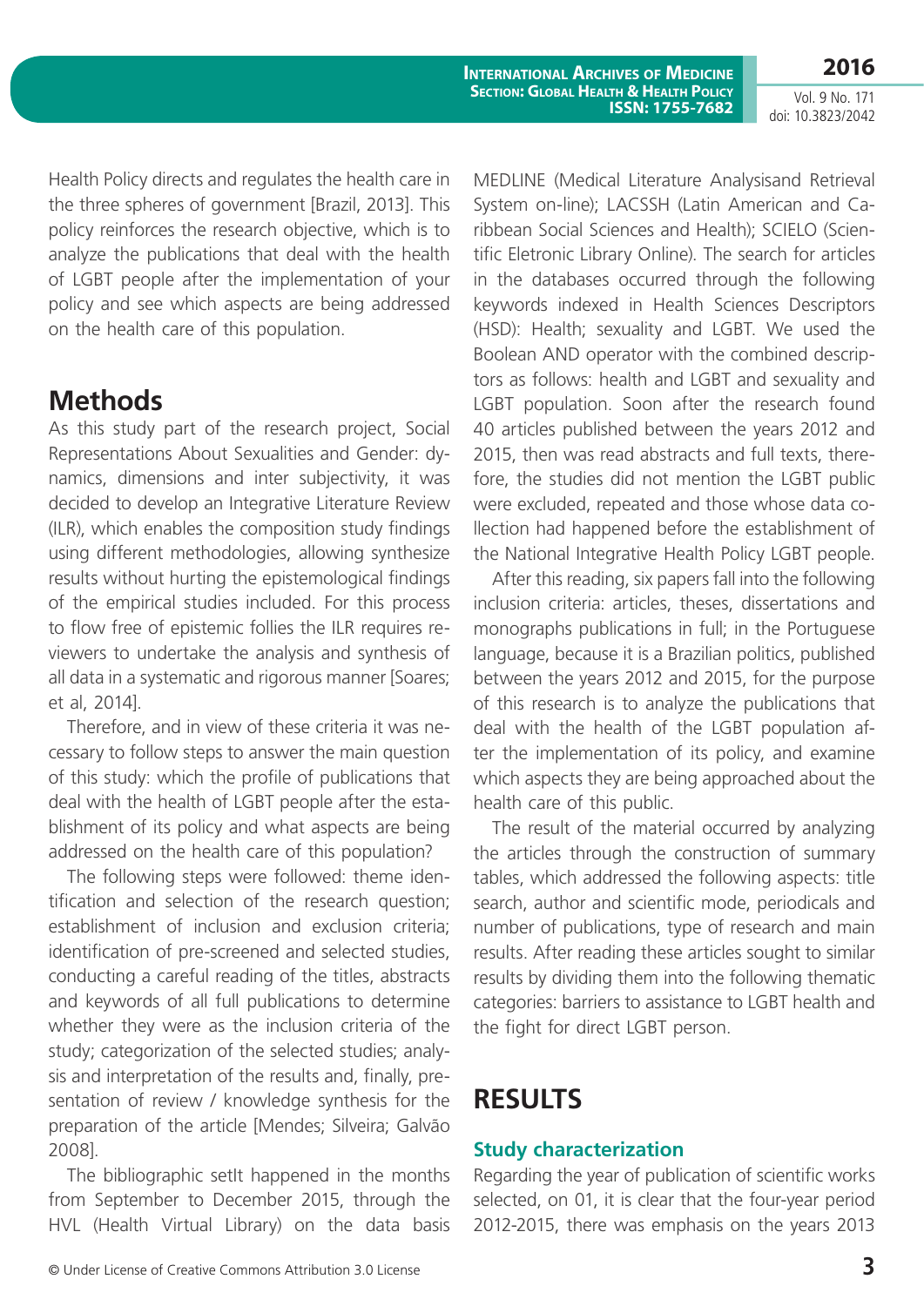Health Policy directs and regulates the health care in the three spheres of government [Brazil, 2013]. This policy reinforces the research objective, which is to analyze the publications that deal with the health of LGBT people after the implementation of your policy and see which aspects are being addressed on the health care of this population.

## Methods

As this study part of the research project, Social Representations About Sexualities and Gender: dynamics, dimensions and inter subjectivity, it was decided to develop an Integrative Literature Review (ILR), which enables the composition study findings using different methodologies, allowing synthesize results without hurting the epistemological findings of the empirical studies included. For this process to flow free of epistemic follies the ILR requires reviewers to undertake the analysis and synthesis of all data in a systematic and rigorous manner [Soares; et al, 2014].

Therefore, and in view of these criteria it was necessary to follow steps to answer the main question of this study: which the profile of publications that deal with the health of LGBT people after the establishment of its policy and what aspects are being addressed on the health care of this population?

The following steps were followed: theme identification and selection of the research question; establishment of inclusion and exclusion criteria; identification of pre-screened and selected studies, conducting a careful reading of the titles, abstracts and keywords of all full publications to determine whether they were as the inclusion criteria of the study; categorization of the selected studies; analysis and interpretation of the results and, finally, presentation of review / knowledge synthesis for the preparation of the article [Mendes; Silveira; Galvão 2008].

The bibliographic setIt happened in the months from September to December 2015, through the HVL (Health Virtual Library) on the data basis MEDLINE (Medical Literature Analysisand Retrieval System on-line); LACSSH (Latin American and Caribbean Social Sciences and Health); SCIELO (Scientific Eletronic Library Online). The search for articles in the databases occurred through the following keywords indexed in Health Sciences Descriptors (HSD): Health; sexuality and LGBT. We used the Boolean AND operator with the combined descriptors as follows: health and LGBT and sexuality and LGBT population. Soon after the research found 40 articles published between the years 2012 and 2015, then was read abstracts and full texts, therefore, the studies did not mention the LGBT public were excluded, repeated and those whose data collection had happened before the establishment of the National Integrative Health Policy LGBT people.

After this reading, six papers fall into the following inclusion criteria: articles, theses, dissertations and monographs publications in full; in the Portuguese language, because it is a Brazilian politics, published between the years 2012 and 2015, for the purpose of this research is to analyze the publications that deal with the health of the LGBT population after the implementation of its policy, and examine which aspects they are being approached about the health care of this public.

The result of the material occurred by analyzing the articles through the construction of summary tables, which addressed the following aspects: title search, author and scientific mode, periodicals and number of publications, type of research and main results. After reading these articles sought to similar results by dividing them into the following thematic categories: barriers to assistance to LGBT health and the fight for direct LGBT person.

# RESULTS

### Study characterization

Regarding the year of publication of scientific works selected, on 01, it is clear that the four-year period 2012-2015, there was emphasis on the years 2013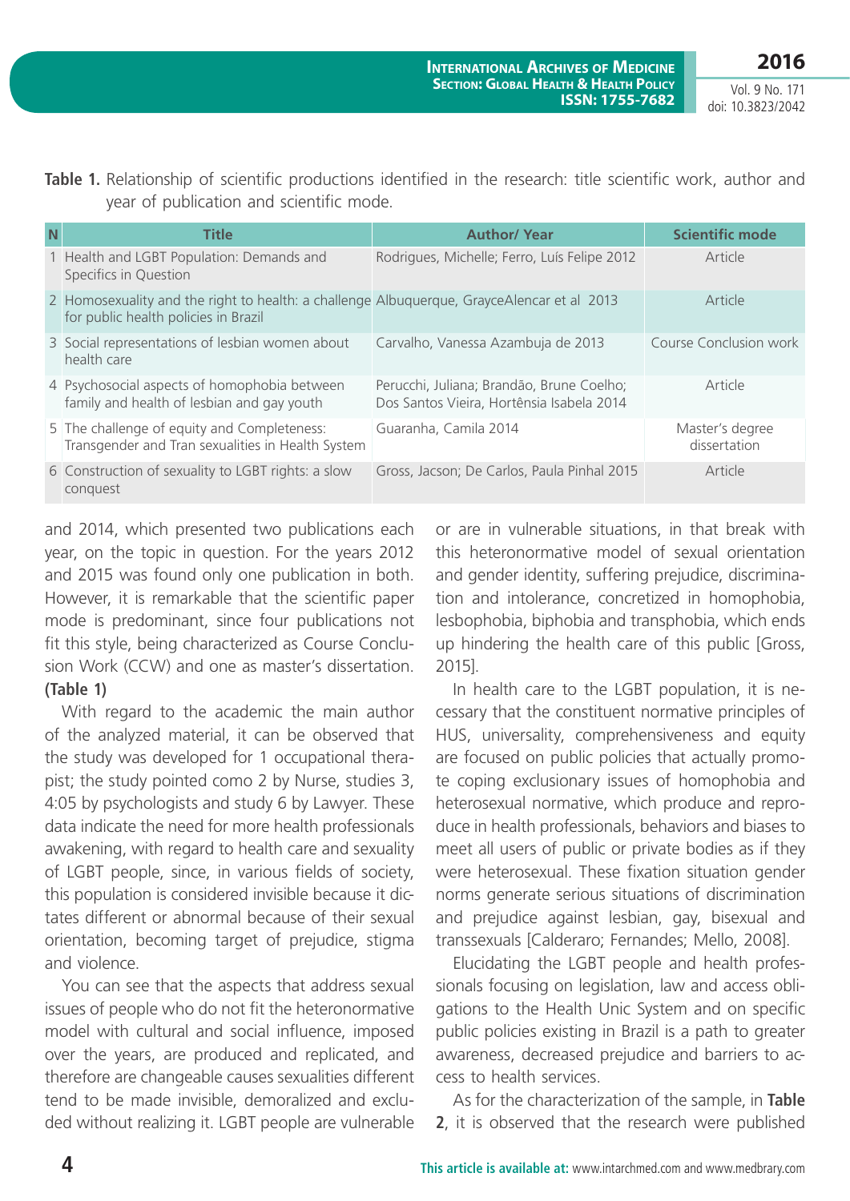**Table 1.** Relationship of scientific productions identified in the research: title scientific work, author and year of publication and scientific mode.

| N | Title | Author/ Year | Scientific mode |
|---|---|---|---|
| 1 | Health and LGBT Population: Demands and Specifics in Question | Rodrigues, Michelle; Ferro, Luís Felipe 2012 | Article |
| 2 | Homosexuality and the right to health: a challenge for public health policies in Brazil | Albuquerque, GrayceAlencar et al 2013 | Article |
| 3 | Social representations of lesbian women about health care | Carvalho, Vanessa Azambuja de 2013 | Course Conclusion work |
| 4 | Psychosocial aspects of homophobia between family and health of lesbian and gay youth | Perucchi, Juliana; Brandão, Brune Coelho; Dos Santos Vieira, Hortênsia Isabela 2014 | Article |
| 5 | The challenge of equity and Completeness: Transgender and Tran sexualities in Health System | Guaranha, Camila 2014 | Master's degree dissertation |
| 6 | Construction of sexuality to LGBT rights: a slow conquest | Gross, Jacson; De Carlos, Paula Pinhal 2015 | Article |

and 2014, which presented two publications each year, on the topic in question. For the years 2012 and 2015 was found only one publication in both. However, it is remarkable that the scientific paper mode is predominant, since four publications not fit this style, being characterized as Course Conclusion Work (CCW) and one as master's dissertation. **(Table 1)**

With regard to the academic the main author of the analyzed material, it can be observed that the study was developed for 1 occupational therapist; the study pointed como 2 by Nurse, studies 3, 4:05 by psychologists and study 6 by Lawyer. These data indicate the need for more health professionals awakening, with regard to health care and sexuality of LGBT people, since, in various fields of society, this population is considered invisible because it dictates different or abnormal because of their sexual orientation, becoming target of prejudice, stigma and violence.

You can see that the aspects that address sexual issues of people who do not fit the heteronormative model with cultural and social influence, imposed over the years, are produced and replicated, and therefore are changeable causes sexualities different tend to be made invisible, demoralized and excluded without realizing it. LGBT people are vulnerable or are in vulnerable situations, in that break with this heteronormative model of sexual orientation and gender identity, suffering prejudice, discrimination and intolerance, concretized in homophobia, lesbophobia, biphobia and transphobia, which ends up hindering the health care of this public [Gross, 2015].

In health care to the LGBT population, it is necessary that the constituent normative principles of HUS, universality, comprehensiveness and equity are focused on public policies that actually promote coping exclusionary issues of homophobia and heterosexual normative, which produce and reproduce in health professionals, behaviors and biases to meet all users of public or private bodies as if they were heterosexual. These fixation situation gender norms generate serious situations of discrimination and prejudice against lesbian, gay, bisexual and transsexuals [Calderaro; Fernandes; Mello, 2008].

Elucidating the LGBT people and health professionals focusing on legislation, law and access obligations to the Health Unic System and on specific public policies existing in Brazil is a path to greater awareness, decreased prejudice and barriers to access to health services.

As for the characterization of the sample, in **Table 2**, it is observed that the research were published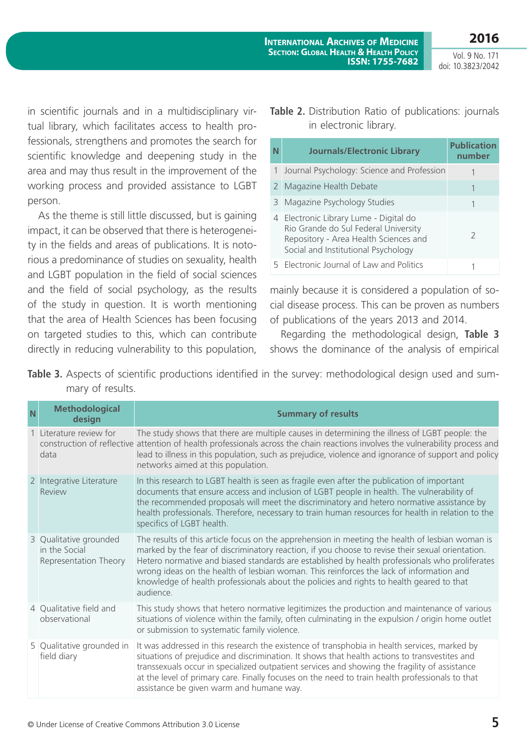in scientific journals and in a multidisciplinary virtual library, which facilitates access to health professionals, strengthens and promotes the search for scientific knowledge and deepening study in the area and may thus result in the improvement of the working process and provided assistance to LGBT person.

As the theme is still little discussed, but is gaining impact, it can be observed that there is heterogeneity in the fields and areas of publications. It is notorious a predominance of studies on sexuality, health and LGBT population in the field of social sciences and the field of social psychology, as the results of the study in question. It is worth mentioning that the area of Health Sciences has been focusing on targeted studies to this, which can contribute directly in reducing vulnerability to this population, mainly because it is considered a population of social disease process. This can be proven as numbers of publications of the years 2013 and 2014.

**Table 2.** Distribution Ratio of publications: journals in electronic library.

| N | Journals/Electronic Library | Publication number |
|---|---|---|
| 1 | Journal Psychology: Science and Profession | 1 |
| 2 | Magazine Health Debate | 1 |
| 3 | Magazine Psychology Studies | 1 |
| 4 | Electronic Library Lume - Digital do Rio Grande do Sul Federal University Repository - Area Health Sciences and Social and Institutional Psychology | 2 |
| 5 | Electronic Journal of Law and Politics | 1 |

Regarding the methodological design, **Table 3** shows the dominance of the analysis of empirical

**Table 3.** Aspects of scientific productions identified in the survey: methodological design used and summary of results.

| N | Methodological design | Summary of results |
|---|---|---|
| 1 | Literature review for construction of reflective data | The study shows that there are multiple causes in determining the illness of LGBT people: the attention of health professionals across the chain reactions involves the vulnerability process and lead to illness in this population, such as prejudice, violence and ignorance of support and policy networks aimed at this population. |
| 2 | Integrative Literature Review | In this research to LGBT health is seen as fragile even after the publication of important documents that ensure access and inclusion of LGBT people in health. The vulnerability of the recommended proposals will meet the discriminatory and hetero normative assistance by health professionals. Therefore, necessary to train human resources for health in relation to the specifics of LGBT health. |
| 3 | Qualitative grounded in the Social Representation Theory | The results of this article focus on the apprehension in meeting the health of lesbian woman is marked by the fear of discriminatory reaction, if you choose to revise their sexual orientation. Hetero normative and biased standards are established by health professionals who proliferates wrong ideas on the health of lesbian woman. This reinforces the lack of information and knowledge of health professionals about the policies and rights to health geared to that audience. |
| 4 | Qualitative field and observational | This study shows that hetero normative legitimizes the production and maintenance of various situations of violence within the family, often culminating in the expulsion / origin home outlet or submission to systematic family violence. |
| 5 | Qualitative grounded in field diary | It was addressed in this research the existence of transphobia in health services, marked by situations of prejudice and discrimination. It shows that health actions to transvestites and transsexuals occur in specialized outpatient services and showing the fragility of assistance at the level of primary care. Finally focuses on the need to train health professionals to that assistance be given warm and humane way. |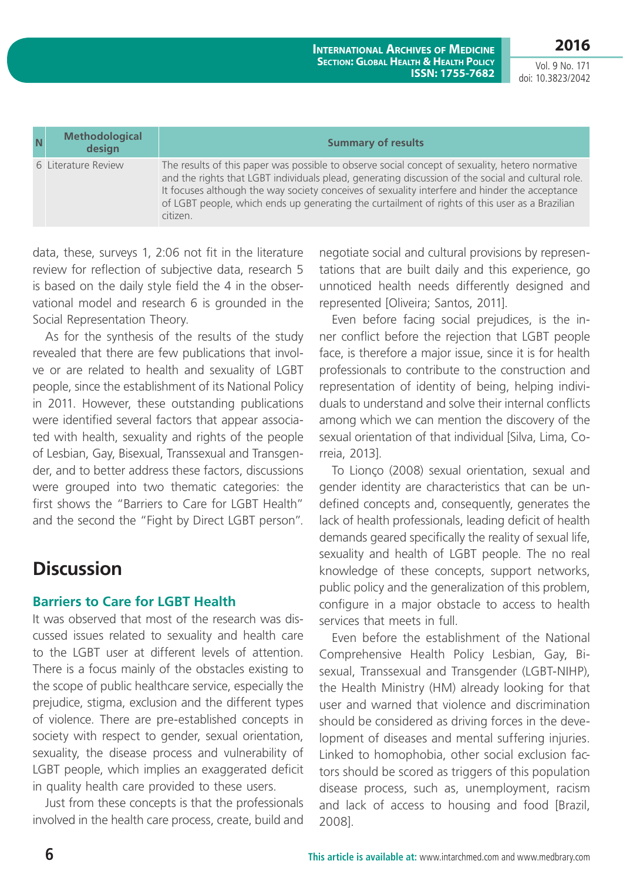| N | Methodological design | Summary of results |
|---|---|---|
| 6 | Literature Review | The results of this paper was possible to observe social concept of sexuality, hetero normative and the rights that LGBT individuals plead, generating discussion of the social and cultural role. It focuses although the way society conceives of sexuality interfere and hinder the acceptance of LGBT people, which ends up generating the curtailment of rights of this user as a Brazilian citizen. |

data, these, surveys 1, 2:06 not fit in the literature review for reflection of subjective data, research 5 is based on the daily style field the 4 in the observational model and research 6 is grounded in the Social Representation Theory.

As for the synthesis of the results of the study revealed that there are few publications that involve or are related to health and sexuality of LGBT people, since the establishment of its National Policy in 2011. However, these outstanding publications were identified several factors that appear associated with health, sexuality and rights of the people of Lesbian, Gay, Bisexual, Transsexual and Transgender, and to better address these factors, discussions were grouped into two thematic categories: the first shows the "Barriers to Care for LGBT Health" and the second the "Fight by Direct LGBT person".

## Discussion

### Barriers to Care for LGBT Health

It was observed that most of the research was discussed issues related to sexuality and health care to the LGBT user at different levels of attention. There is a focus mainly of the obstacles existing to the scope of public healthcare service, especially the prejudice, stigma, exclusion and the different types of violence. There are pre-established concepts in society with respect to gender, sexual orientation, sexuality, the disease process and vulnerability of LGBT people, which implies an exaggerated deficit in quality health care provided to these users.

Just from these concepts is that the professionals involved in the health care process, create, build and negotiate social and cultural provisions by representations that are built daily and this experience, go unnoticed health needs differently designed and represented [Oliveira; Santos, 2011].

Even before facing social prejudices, is the inner conflict before the rejection that LGBT people face, is therefore a major issue, since it is for health professionals to contribute to the construction and representation of identity of being, helping individuals to understand and solve their internal conflicts among which we can mention the discovery of the sexual orientation of that individual [Silva, Lima, Correia, 2013].

To Lionço (2008) sexual orientation, sexual and gender identity are characteristics that can be undefined concepts and, consequently, generates the lack of health professionals, leading deficit of health demands geared specifically the reality of sexual life, sexuality and health of LGBT people. The no real knowledge of these concepts, support networks, public policy and the generalization of this problem, configure in a major obstacle to access to health services that meets in full.

Even before the establishment of the National Comprehensive Health Policy Lesbian, Gay, Bisexual, Transsexual and Transgender (LGBT-NIHP), the Health Ministry (HM) already looking for that user and warned that violence and discrimination should be considered as driving forces in the development of diseases and mental suffering injuries. Linked to homophobia, other social exclusion factors should be scored as triggers of this population disease process, such as, unemployment, racism and lack of access to housing and food [Brazil, 2008].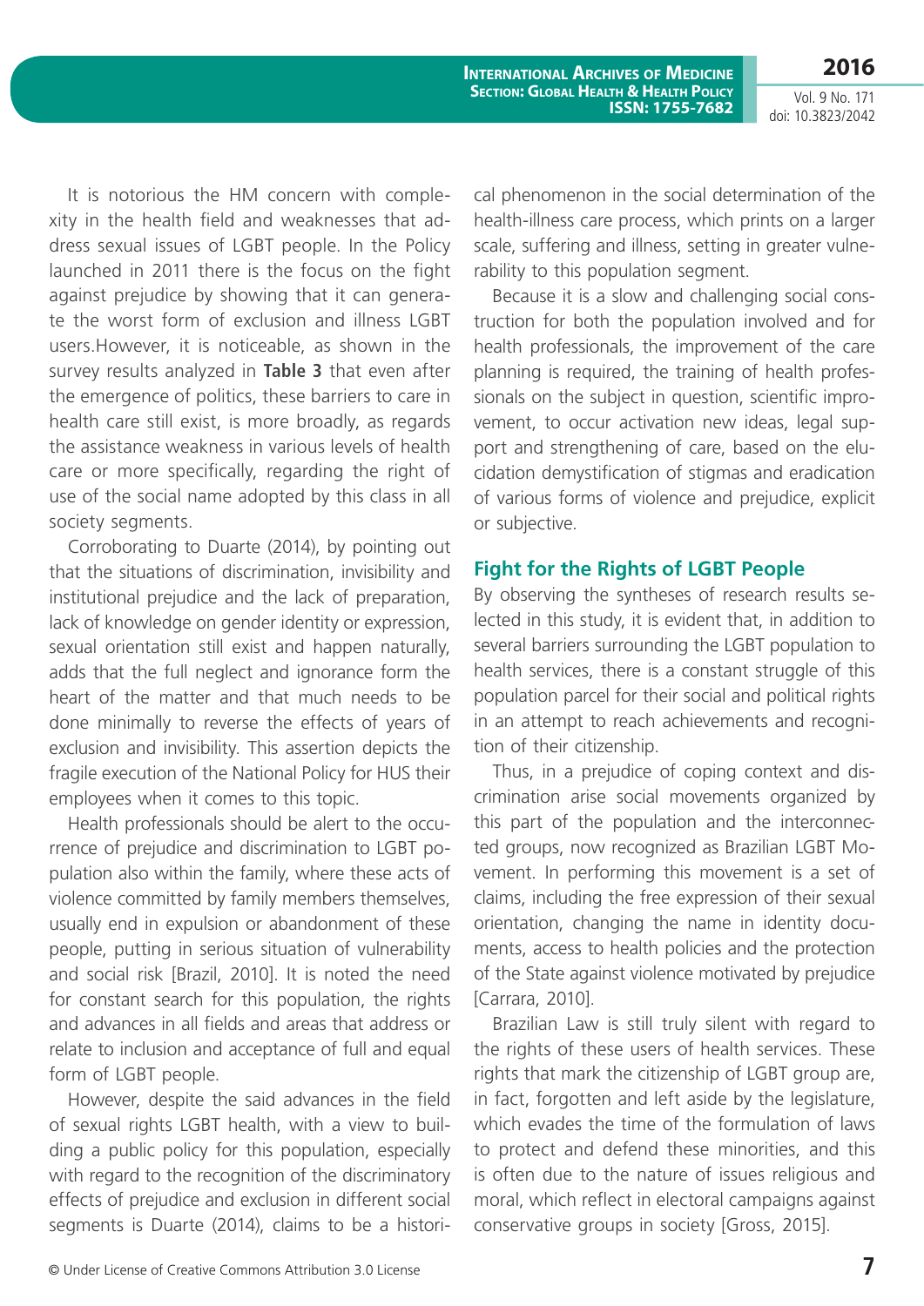It is notorious the HM concern with complexity in the health field and weaknesses that address sexual issues of LGBT people. In the Policy launched in 2011 there is the focus on the fight against prejudice by showing that it can generate the worst form of exclusion and illness LGBT users.However, it is noticeable, as shown in the survey results analyzed in **Table 3** that even after the emergence of politics, these barriers to care in health care still exist, is more broadly, as regards the assistance weakness in various levels of health care or more specifically, regarding the right of use of the social name adopted by this class in all society segments.

Corroborating to Duarte (2014), by pointing out that the situations of discrimination, invisibility and institutional prejudice and the lack of preparation, lack of knowledge on gender identity or expression, sexual orientation still exist and happen naturally, adds that the full neglect and ignorance form the heart of the matter and that much needs to be done minimally to reverse the effects of years of exclusion and invisibility. This assertion depicts the fragile execution of the National Policy for HUS their employees when it comes to this topic.

Health professionals should be alert to the occurrence of prejudice and discrimination to LGBT population also within the family, where these acts of violence committed by family members themselves, usually end in expulsion or abandonment of these people, putting in serious situation of vulnerability and social risk [Brazil, 2010]. It is noted the need for constant search for this population, the rights and advances in all fields and areas that address or relate to inclusion and acceptance of full and equal form of LGBT people.

However, despite the said advances in the field of sexual rights LGBT health, with a view to building a public policy for this population, especially with regard to the recognition of the discriminatory effects of prejudice and exclusion in different social segments is Duarte (2014), claims to be a historical phenomenon in the social determination of the health-illness care process, which prints on a larger scale, suffering and illness, setting in greater vulnerability to this population segment.

Because it is a slow and challenging social construction for both the population involved and for health professionals, the improvement of the care planning is required, the training of health professionals on the subject in question, scientific improvement, to occur activation new ideas, legal support and strengthening of care, based on the elucidation demystification of stigmas and eradication of various forms of violence and prejudice, explicit or subjective.

## Fight for the Rights of LGBT People

By observing the syntheses of research results selected in this study, it is evident that, in addition to several barriers surrounding the LGBT population to health services, there is a constant struggle of this population parcel for their social and political rights in an attempt to reach achievements and recognition of their citizenship.

Thus, in a prejudice of coping context and discrimination arise social movements organized by this part of the population and the interconnected groups, now recognized as Brazilian LGBT Movement. In performing this movement is a set of claims, including the free expression of their sexual orientation, changing the name in identity documents, access to health policies and the protection of the State against violence motivated by prejudice [Carrara, 2010].

Brazilian Law is still truly silent with regard to the rights of these users of health services. These rights that mark the citizenship of LGBT group are, in fact, forgotten and left aside by the legislature, which evades the time of the formulation of laws to protect and defend these minorities, and this is often due to the nature of issues religious and moral, which reflect in electoral campaigns against conservative groups in society [Gross, 2015].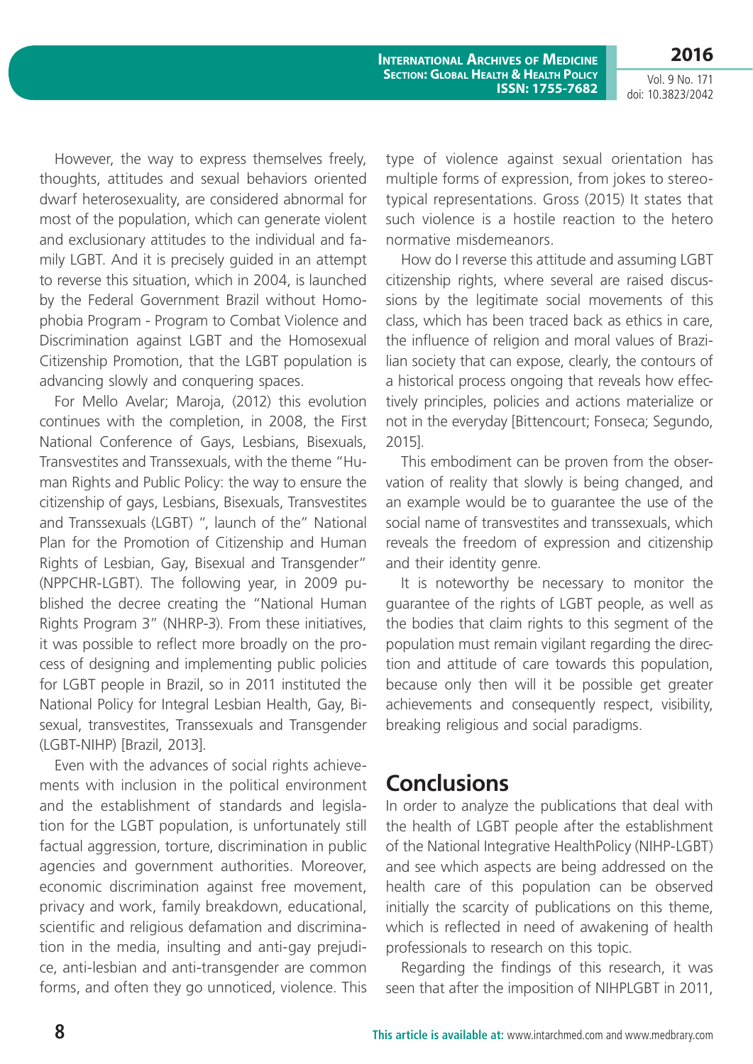However, the way to express themselves freely, thoughts, attitudes and sexual behaviors oriented dwarf heterosexuality, are considered abnormal for most of the population, which can generate violent and exclusionary attitudes to the individual and family LGBT. And it is precisely guided in an attempt to reverse this situation, which in 2004, is launched by the Federal Government Brazil without Homophobia Program - Program to Combat Violence and Discrimination against LGBT and the Homosexual Citizenship Promotion, that the LGBT population is advancing slowly and conquering spaces.

For Mello Avelar; Maroja, (2012) this evolution continues with the completion, in 2008, the First National Conference of Gays, Lesbians, Bisexuals, Transvestites and Transsexuals, with the theme "Human Rights and Public Policy: the way to ensure the citizenship of gays, Lesbians, Bisexuals, Transvestites and Transsexuals (LGBT) ", launch of the" National Plan for the Promotion of Citizenship and Human Rights of Lesbian, Gay, Bisexual and Transgender" (NPPCHR-LGBT). The following year, in 2009 published the decree creating the "National Human Rights Program 3" (NHRP-3). From these initiatives, it was possible to reflect more broadly on the process of designing and implementing public policies for LGBT people in Brazil, so in 2011 instituted the National Policy for Integral Lesbian Health, Gay, Bisexual, transvestites, Transsexuals and Transgender (LGBT-NIHP) [Brazil, 2013].

Even with the advances of social rights achievements with inclusion in the political environment and the establishment of standards and legislation for the LGBT population, is unfortunately still factual aggression, torture, discrimination in public agencies and government authorities. Moreover, economic discrimination against free movement, privacy and work, family breakdown, educational, scientific and religious defamation and discrimination in the media, insulting and anti-gay prejudice, anti-lesbian and anti-transgender are common forms, and often they go unnoticed, violence. This type of violence against sexual orientation has multiple forms of expression, from jokes to stereotypical representations. Gross (2015) It states that such violence is a hostile reaction to the hetero normative misdemeanors.

How do I reverse this attitude and assuming LGBT citizenship rights, where several are raised discussions by the legitimate social movements of this class, which has been traced back as ethics in care, the influence of religion and moral values of Brazilian society that can expose, clearly, the contours of a historical process ongoing that reveals how effectively principles, policies and actions materialize or not in the everyday [Bittencourt; Fonseca; Segundo, 2015].

This embodiment can be proven from the observation of reality that slowly is being changed, and an example would be to guarantee the use of the social name of transvestites and transsexuals, which reveals the freedom of expression and citizenship and their identity genre.

It is noteworthy be necessary to monitor the guarantee of the rights of LGBT people, as well as the bodies that claim rights to this segment of the population must remain vigilant regarding the direction and attitude of care towards this population, because only then will it be possible get greater achievements and consequently respect, visibility, breaking religious and social paradigms.

## Conclusions

In order to analyze the publications that deal with the health of LGBT people after the establishment of the National Integrative HealthPolicy (NIHP-LGBT) and see which aspects are being addressed on the health care of this population can be observed initially the scarcity of publications on this theme, which is reflected in need of awakening of health professionals to research on this topic.

Regarding the findings of this research, it was seen that after the imposition of NIHPLGBT in 2011,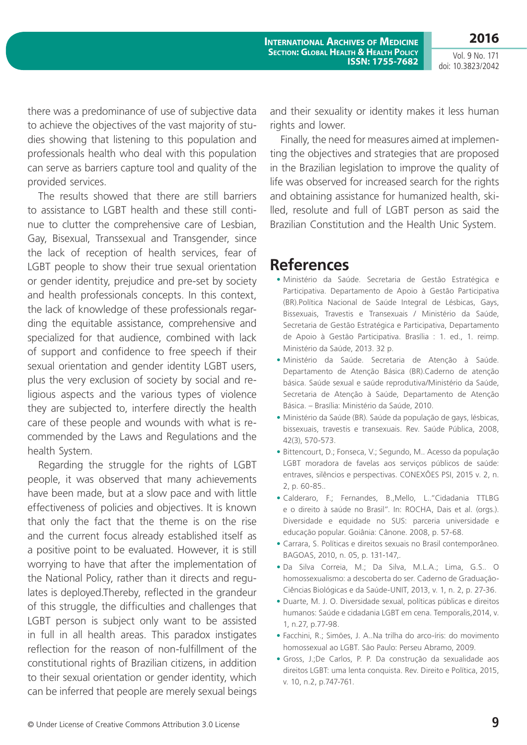there was a predominance of use of subjective data to achieve the objectives of the vast majority of studies showing that listening to this population and professionals health who deal with this population can serve as barriers capture tool and quality of the provided services.

The results showed that there are still barriers to assistance to LGBT health and these still continue to clutter the comprehensive care of Lesbian, Gay, Bisexual, Transsexual and Transgender, since the lack of reception of health services, fear of LGBT people to show their true sexual orientation or gender identity, prejudice and pre-set by society and health professionals concepts. In this context, the lack of knowledge of these professionals regarding the equitable assistance, comprehensive and specialized for that audience, combined with lack of support and confidence to free speech if their sexual orientation and gender identity LGBT users, plus the very exclusion of society by social and religious aspects and the various types of violence they are subjected to, interfere directly the health care of these people and wounds with what is recommended by the Laws and Regulations and the health System.

Regarding the struggle for the rights of LGBT people, it was observed that many achievements have been made, but at a slow pace and with little effectiveness of policies and objectives. It is known that only the fact that the theme is on the rise and the current focus already established itself as a positive point to be evaluated. However, it is still worrying to have that after the implementation of the National Policy, rather than it directs and regulates is deployed.Thereby, reflected in the grandeur of this struggle, the difficulties and challenges that LGBT person is subject only want to be assisted in full in all health areas. This paradox instigates reflection for the reason of non-fulfillment of the constitutional rights of Brazilian citizens, in addition to their sexual orientation or gender identity, which can be inferred that people are merely sexual beings and their sexuality or identity makes it less human rights and lower.

Finally, the need for measures aimed at implementing the objectives and strategies that are proposed in the Brazilian legislation to improve the quality of life was observed for increased search for the rights and obtaining assistance for humanized health, skilled, resolute and full of LGBT person as said the Brazilian Constitution and the Health Unic System.

# References

- Ministério da Saúde. Secretaria de Gestão Estratégica e Participativa. Departamento de Apoio à Gestão Participativa (BR).Política Nacional de Saúde Integral de Lésbicas, Gays, Bissexuais, Travestis e Transexuais / Ministério da Saúde, Secretaria de Gestão Estratégica e Participativa, Departamento de Apoio à Gestão Participativa. Brasília : 1. ed., 1. reimp. Ministério da Saúde, 2013. 32 p.
- Ministério da Saúde. Secretaria de Atenção à Saúde. Departamento de Atenção Básica (BR).Caderno de atenção básica. Saúde sexual e saúde reprodutiva/Ministério da Saúde, Secretaria de Atenção à Saúde, Departamento de Atenção Básica. – Brasília: Ministério da Saúde, 2010.
- Ministério da Saúde (BR). Saúde da população de gays, lésbicas, bissexuais, travestis e transexuais. Rev. Saúde Pública, 2008, 42(3), 570-573.
- Bittencourt, D.; Fonseca, V.; Segundo, M.. Acesso da população LGBT moradora de favelas aos serviços públicos de saúde: entraves, silêncios e perspectivas. CONEXÕES PSI, 2015 v. 2, n. 2, p. 60-85..
- Calderaro, F.; Fernandes, B.,Mello, L.."Cidadania TTLBG e o direito à saúde no Brasil". In: ROCHA, Dais et al. (orgs.). Diversidade e equidade no SUS: parceria universidade e educação popular. Goiânia: Cânone. 2008, p. 57-68.
- Carrara, S. Políticas e direitos sexuais no Brasil contemporâneo. BAGOAS, 2010, n. 05, p. 131-147,.
- Da Silva Correia, M.; Da Silva, M.L.A.; Lima, G.S.. O homossexualismo: a descoberta do ser. Caderno de Graduação-Ciências Biológicas e da Saúde-UNIT, 2013, v. 1, n. 2, p. 27-36.
- Duarte, M. J. O. Diversidade sexual, políticas públicas e direitos humanos: Saúde e cidadania LGBT em cena. Temporalis,2014, v. 1, n.27, p.77-98.
- Facchini, R.; Simões, J. A..Na trilha do arco-íris: do movimento homossexual ao LGBT. São Paulo: Perseu Abramo, 2009.
- Gross, J.;De Carlos, P. P. Da construção da sexualidade aos direitos LGBT: uma lenta conquista. Rev. Direito e Política, 2015, v. 10, n.2, p.747-761.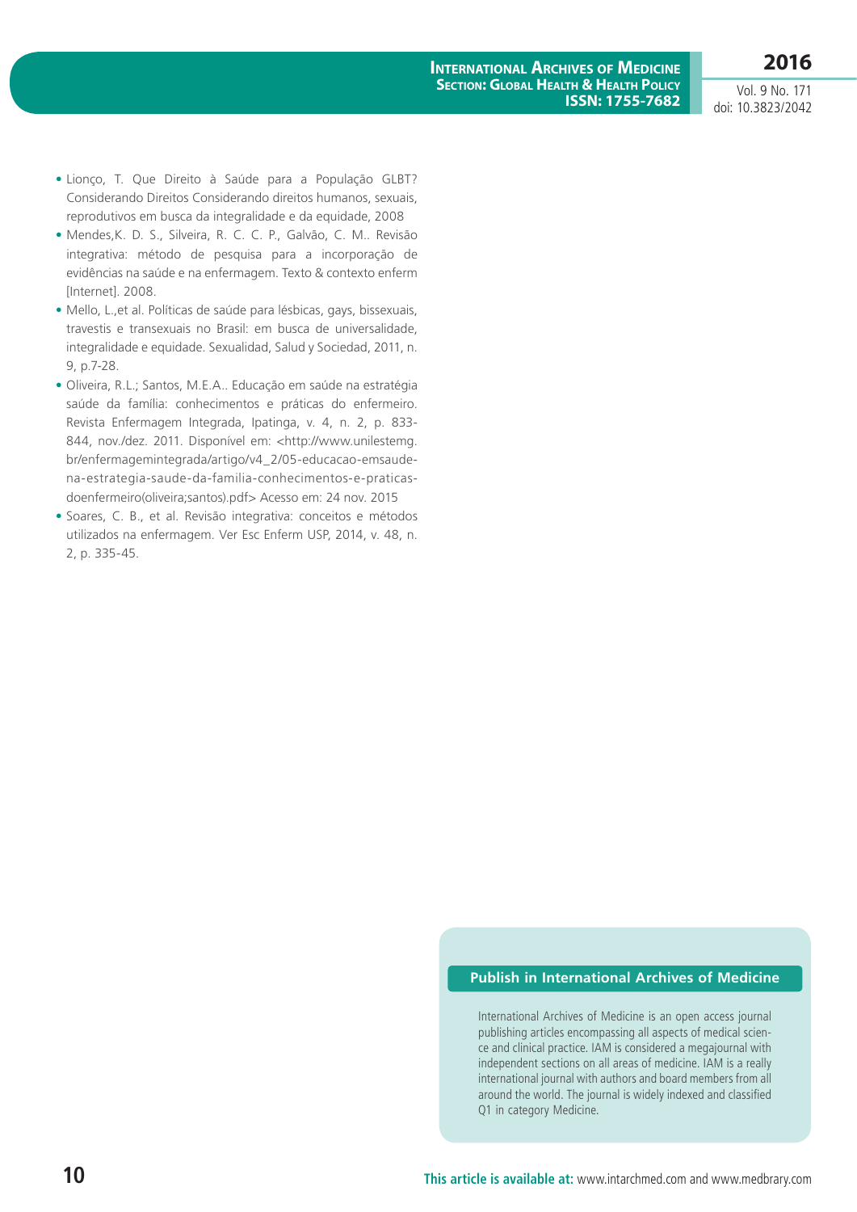- Lionço, T. Que Direito à Saúde para a População GLBT? Considerando Direitos Considerando direitos humanos, sexuais, reprodutivos em busca da integralidade e da equidade, 2008
- Mendes,K. D. S., Silveira, R. C. C. P., Galvão, C. M.. Revisão integrativa: método de pesquisa para a incorporação de evidências na saúde e na enfermagem. Texto & contexto enferm [Internet]. 2008.
- Mello, L.,et al. Políticas de saúde para lésbicas, gays, bissexuais, travestis e transexuais no Brasil: em busca de universalidade, integralidade e equidade. Sexualidad, Salud y Sociedad, 2011, n. 9, p.7-28.
- Oliveira, R.L.; Santos, M.E.A.. Educação em saúde na estratégia saúde da família: conhecimentos e práticas do enfermeiro. Revista Enfermagem Integrada, Ipatinga, v. 4, n. 2, p. 833-844, nov./dez. 2011. Disponível em: <http://www.unilestemg.br/enfermagemintegrada/artigo/v4_2/05-educacao-emsaude-na-estrategia-saude-da-familia-conhecimentos-e-praticas-doenfermeiro(oliveira;santos).pdf> Acesso em: 24 nov. 2015
- Soares, C. B., et al. Revisão integrativa: conceitos e métodos utilizados na enfermagem. Ver Esc Enferm USP, 2014, v. 48, n. 2, p. 335-45.

**Publish in International Archives of Medicine**

International Archives of Medicine is an open access journal publishing articles encompassing all aspects of medical science and clinical practice. IAM is considered a megajournal with independent sections on all areas of medicine. IAM is a really international journal with authors and board members from all around the world. The journal is widely indexed and classified Q1 in category Medicine.